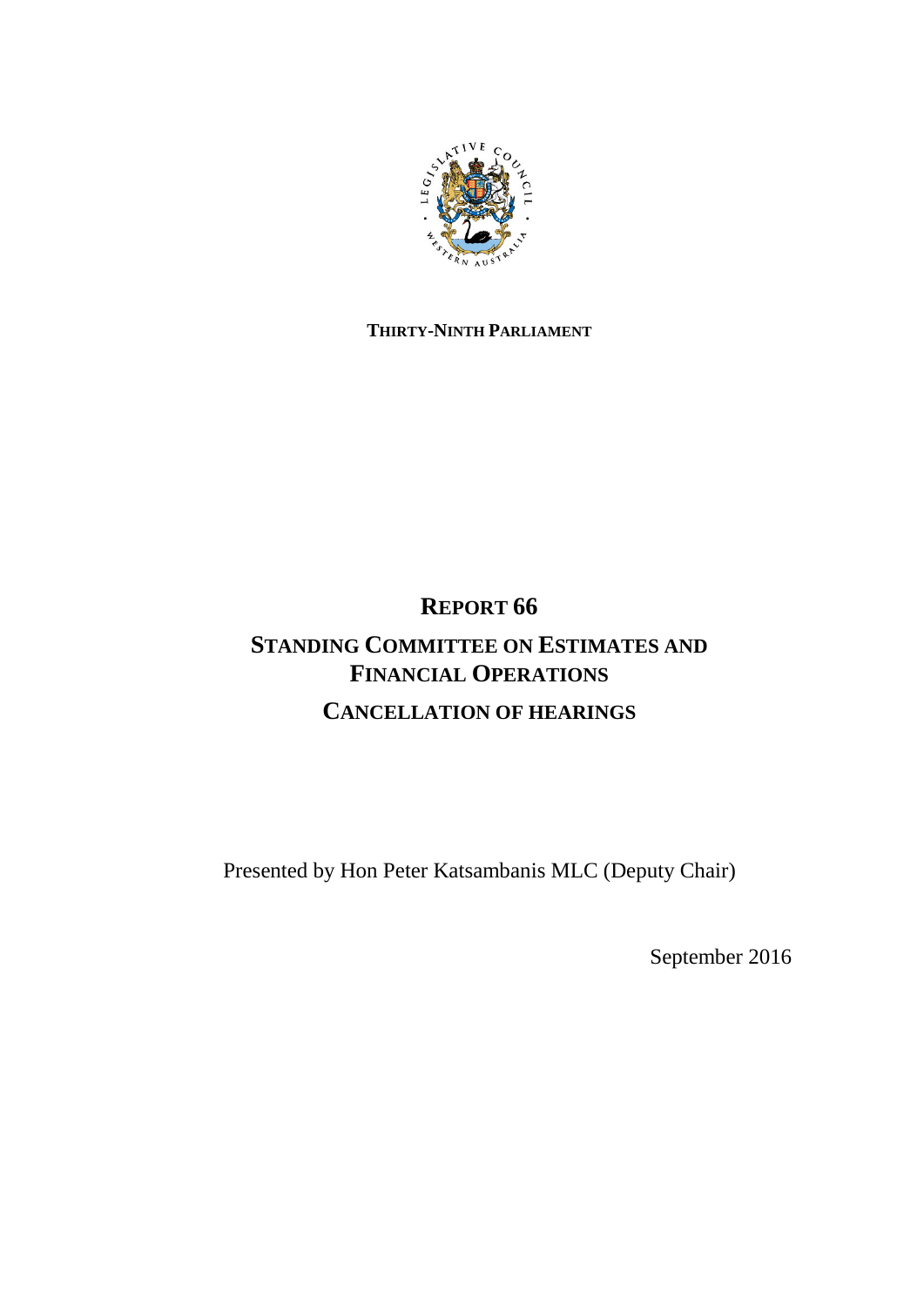**THIRTY-NINTH PARLIAMENT**

# REPORT 66

# STANDING COMMITTEE ON ESTIMATES AND FINANCIAL OPERATIONS

## CANCELLATION OF HEARINGS

Presented by Hon Peter Katsambanis MLC (Deputy Chair)

September 2016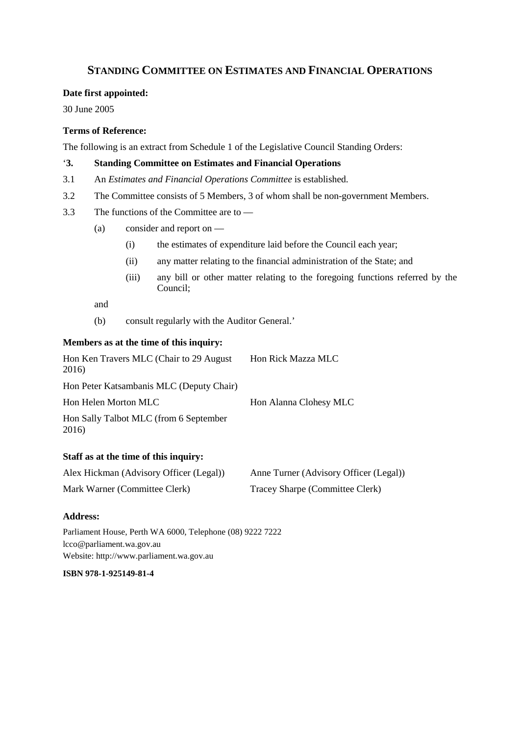## Standing Committee on Estimates and Financial Operations

**Date first appointed:**

30 June 2005

**Terms of Reference:**

The following is an extract from Schedule 1 of the Legislative Council Standing Orders:

'**3. Standing Committee on Estimates and Financial Operations**

3.1 An *Estimates and Financial Operations Committee* is established.

3.2 The Committee consists of 5 Members, 3 of whom shall be non-government Members.

3.3 The functions of the Committee are to —

- (a) consider and report on —
  - (i) the estimates of expenditure laid before the Council each year;
  - (ii) any matter relating to the financial administration of the State; and
  - (iii) any bill or other matter relating to the foregoing functions referred by the Council;

  and

- (b) consult regularly with the Auditor General.'

**Members as at the time of this inquiry:**

Hon Ken Travers MLC (Chair to 29 August 2016)

Hon Rick Mazza MLC

Hon Peter Katsambanis MLC (Deputy Chair)

Hon Helen Morton MLC

Hon Alanna Clohesy MLC

Hon Sally Talbot MLC (from 6 September 2016)

**Staff as at the time of this inquiry:**

Alex Hickman (Advisory Officer (Legal))

Anne Turner (Advisory Officer (Legal))

Mark Warner (Committee Clerk)

Tracey Sharpe (Committee Clerk)

**Address:**

Parliament House, Perth WA 6000, Telephone (08) 9222 7222
lcco@parliament.wa.gov.au
Website: http://www.parliament.wa.gov.au

**ISBN 978-1-925149-81-4**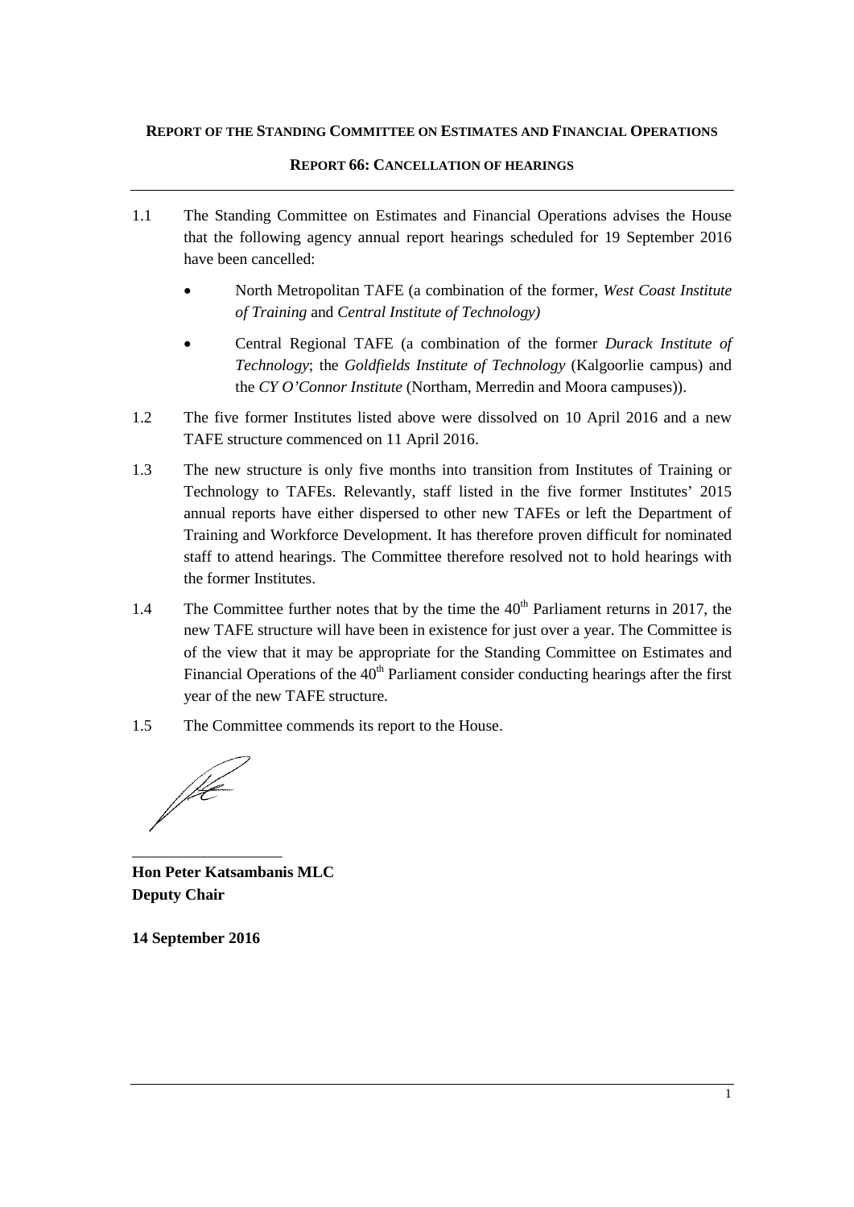**REPORT OF THE STANDING COMMITTEE ON ESTIMATES AND FINANCIAL OPERATIONS**

**REPORT 66: CANCELLATION OF HEARINGS**

---

1.1 The Standing Committee on Estimates and Financial Operations advises the House that the following agency annual report hearings scheduled for 19 September 2016 have been cancelled:

- North Metropolitan TAFE (a combination of the former, *West Coast Institute of Training* and *Central Institute of Technology)*
- Central Regional TAFE (a combination of the former *Durack Institute of Technology*; the *Goldfields Institute of Technology* (Kalgoorlie campus) and the *CY O'Connor Institute* (Northam, Merredin and Moora campuses)).

1.2 The five former Institutes listed above were dissolved on 10 April 2016 and a new TAFE structure commenced on 11 April 2016.

1.3 The new structure is only five months into transition from Institutes of Training or Technology to TAFEs. Relevantly, staff listed in the five former Institutes' 2015 annual reports have either dispersed to other new TAFEs or left the Department of Training and Workforce Development. It has therefore proven difficult for nominated staff to attend hearings. The Committee therefore resolved not to hold hearings with the former Institutes.

1.4 The Committee further notes that by the time the 40th Parliament returns in 2017, the new TAFE structure will have been in existence for just over a year. The Committee is of the view that it may be appropriate for the Standing Committee on Estimates and Financial Operations of the 40th Parliament consider conducting hearings after the first year of the new TAFE structure.

1.5 The Committee commends its report to the House.

\_\_\_\_\_\_\_\_\_\_\_\_\_\_\_\_\_\_\_

**Hon Peter Katsambanis MLC**
**Deputy Chair**

**14 September 2016**